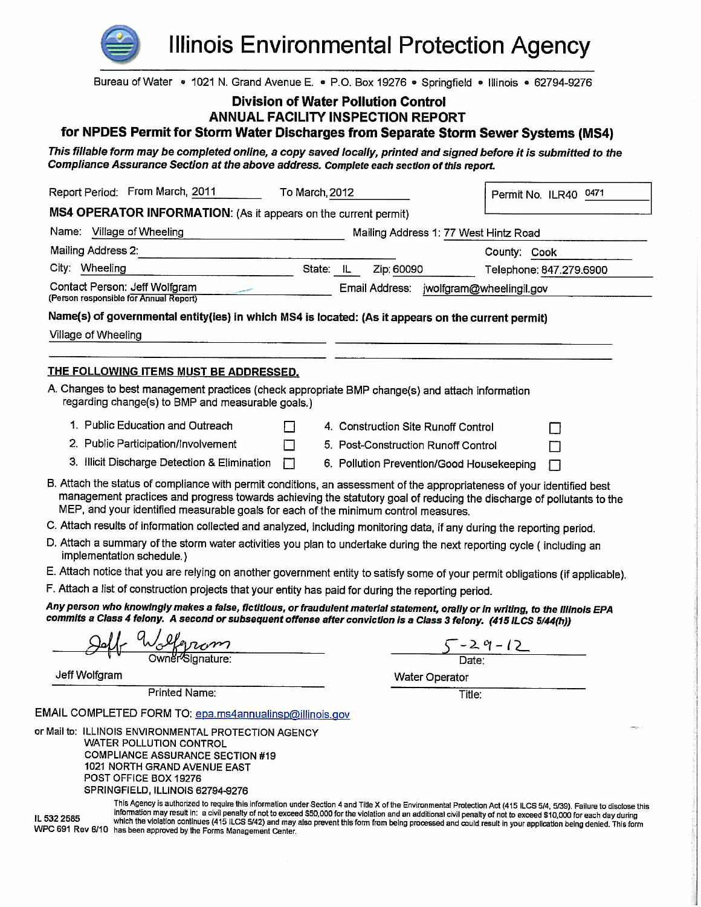# Illinois Environmental Protection Agency

Bureau of Water • 1021 N. Grand Avenue E. • P.O. Box 19276 • Springfield • Illinois • 62794-9276

## Division of Water Pollution Control
## ANNUAL FACILITY INSPECTION REPORT
## for NPDES Permit for Storm Water Discharges from Separate Storm Sewer Systems (MS4)

***This fillable form may be completed online, a copy saved locally, printed and signed before it is submitted to the Compliance Assurance Section at the above address. Complete each section of this report.***

Report Period: From March, 2011 To March, 2012

Permit No. ILR40 0471

**MS4 OPERATOR INFORMATION:** (As it appears on the current permit)

Name: Village of Wheeling

Mailing Address 1: 77 West Hintz Road

Mailing Address 2:

County: Cook

City: Wheeling State: IL Zip: 60090

Telephone: 847.279.6900

Contact Person: Jeff Wolfgram
(Person responsible for Annual Report)

Email Address: jwolfgram@wheelingil.gov

**Name(s) of governmental entity(ies) in which MS4 is located: (As it appears on the current permit)**

Village of Wheeling

**THE FOLLOWING ITEMS MUST BE ADDRESSED.**

A. Changes to best management practices (check appropriate BMP change(s) and attach information regarding change(s) to BMP and measurable goals.)

1. Public Education and Outreach ☐
2. Public Participation/Involvement ☐
3. Illicit Discharge Detection & Elimination ☐
4. Construction Site Runoff Control ☐
5. Post-Construction Runoff Control ☐
6. Pollution Prevention/Good Housekeeping ☐

B. Attach the status of compliance with permit conditions, an assessment of the appropriateness of your identified best management practices and progress towards achieving the statutory goal of reducing the discharge of pollutants to the MEP, and your identified measurable goals for each of the minimum control measures.

C. Attach results of information collected and analyzed, including monitoring data, if any during the reporting period.

D. Attach a summary of the storm water activities you plan to undertake during the next reporting cycle ( including an implementation schedule.)

E. Attach notice that you are relying on another government entity to satisfy some of your permit obligations (if applicable).

F. Attach a list of construction projects that your entity has paid for during the reporting period.

***Any person who knowingly makes a false, fictitious, or fraudulent material statement, orally or in writing, to the Illinois EPA commits a Class 4 felony. A second or subsequent offense after conviction is a Class 3 felony. (415 ILCS 5/44(h))***

Jeff Wolfgram
Owner Signature:

5-29-12
Date:

Jeff Wolfgram
Printed Name:

Water Operator
Title:

EMAIL COMPLETED FORM TO: epa.ms4annualinsp@illinois.gov

or Mail to: ILLINOIS ENVIRONMENTAL PROTECTION AGENCY
WATER POLLUTION CONTROL
COMPLIANCE ASSURANCE SECTION #19
1021 NORTH GRAND AVENUE EAST
POST OFFICE BOX 19276
SPRINGFIELD, ILLINOIS 62794-9276

IL 532 2585
WPC 691 Rev 6/10

This Agency is authorized to require this information under Section 4 and Title X of the Environmental Protection Act (415 ILCS 5/4, 5/39). Failure to disclose this information may result in: a civil penalty of not to exceed $50,000 for the violation and an additional civil penalty of not to exceed $10,000 for each day during which the violation continues (415 ILCS 5/42) and may also prevent this form from being processed and could result in your application being denied. This form has been approved by the Forms Management Center.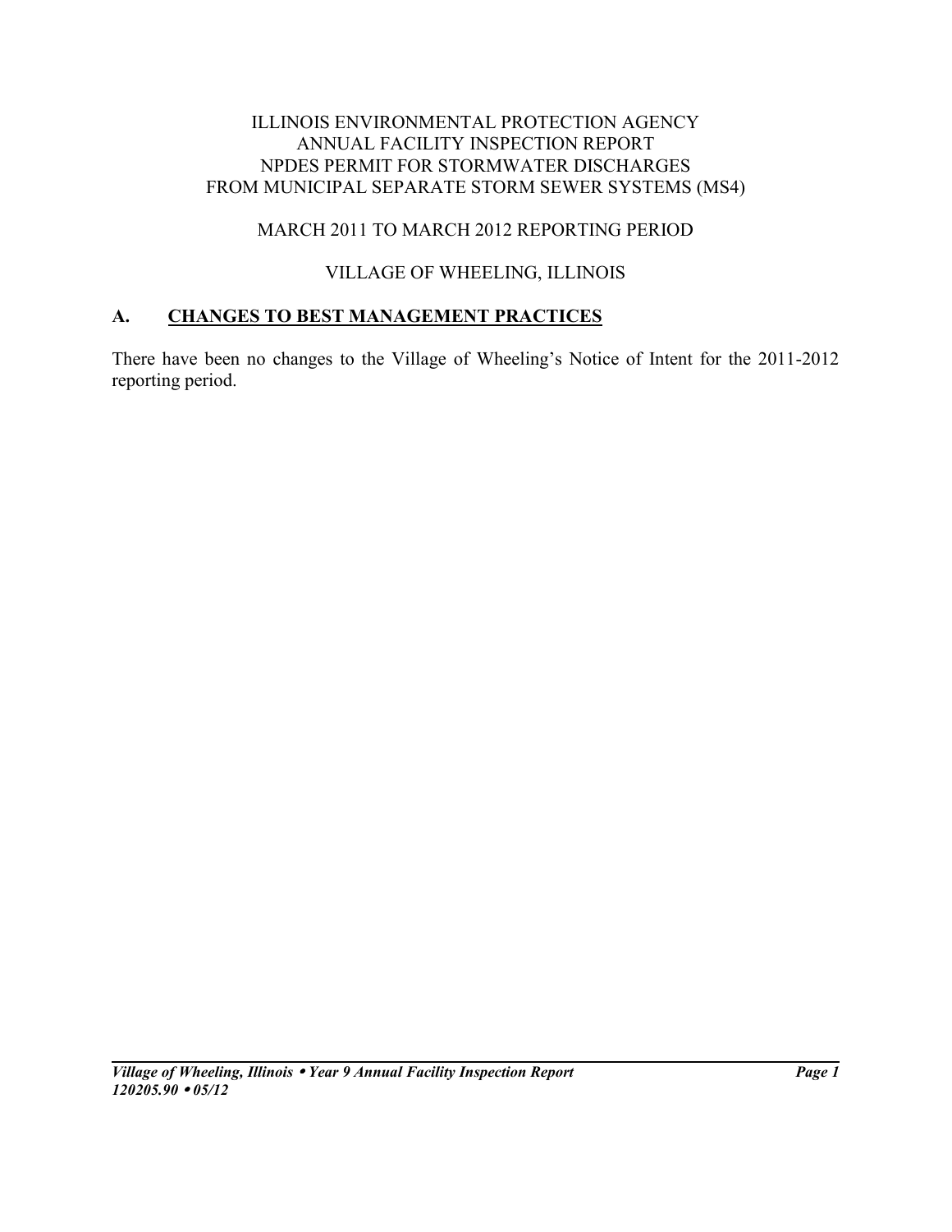ILLINOIS ENVIRONMENTAL PROTECTION AGENCY
ANNUAL FACILITY INSPECTION REPORT
NPDES PERMIT FOR STORMWATER DISCHARGES
FROM MUNICIPAL SEPARATE STORM SEWER SYSTEMS (MS4)

MARCH 2011 TO MARCH 2012 REPORTING PERIOD

VILLAGE OF WHEELING, ILLINOIS

## A. CHANGES TO BEST MANAGEMENT PRACTICES

There have been no changes to the Village of Wheeling's Notice of Intent for the 2011-2012 reporting period.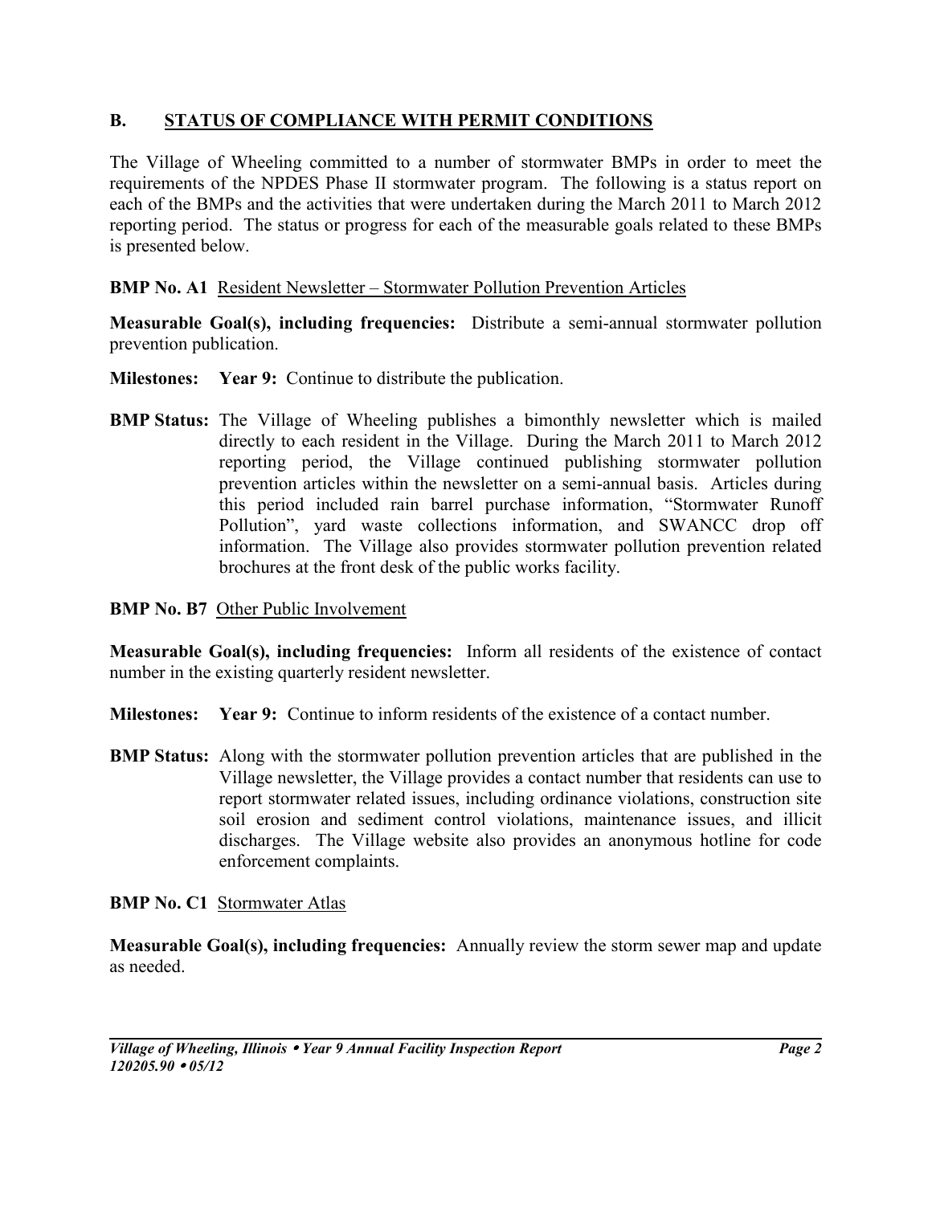## B. STATUS OF COMPLIANCE WITH PERMIT CONDITIONS

The Village of Wheeling committed to a number of stormwater BMPs in order to meet the requirements of the NPDES Phase II stormwater program. The following is a status report on each of the BMPs and the activities that were undertaken during the March 2011 to March 2012 reporting period. The status or progress for each of the measurable goals related to these BMPs is presented below.

**BMP No. A1** Resident Newsletter – Stormwater Pollution Prevention Articles

**Measurable Goal(s), including frequencies:** Distribute a semi-annual stormwater pollution prevention publication.

**Milestones:** **Year 9:** Continue to distribute the publication.

**BMP Status:** The Village of Wheeling publishes a bimonthly newsletter which is mailed directly to each resident in the Village. During the March 2011 to March 2012 reporting period, the Village continued publishing stormwater pollution prevention articles within the newsletter on a semi-annual basis. Articles during this period included rain barrel purchase information, "Stormwater Runoff Pollution", yard waste collections information, and SWANCC drop off information. The Village also provides stormwater pollution prevention related brochures at the front desk of the public works facility.

**BMP No. B7** Other Public Involvement

**Measurable Goal(s), including frequencies:** Inform all residents of the existence of contact number in the existing quarterly resident newsletter.

**Milestones:** **Year 9:** Continue to inform residents of the existence of a contact number.

**BMP Status:** Along with the stormwater pollution prevention articles that are published in the Village newsletter, the Village provides a contact number that residents can use to report stormwater related issues, including ordinance violations, construction site soil erosion and sediment control violations, maintenance issues, and illicit discharges. The Village website also provides an anonymous hotline for code enforcement complaints.

**BMP No. C1** Stormwater Atlas

**Measurable Goal(s), including frequencies:** Annually review the storm sewer map and update as needed.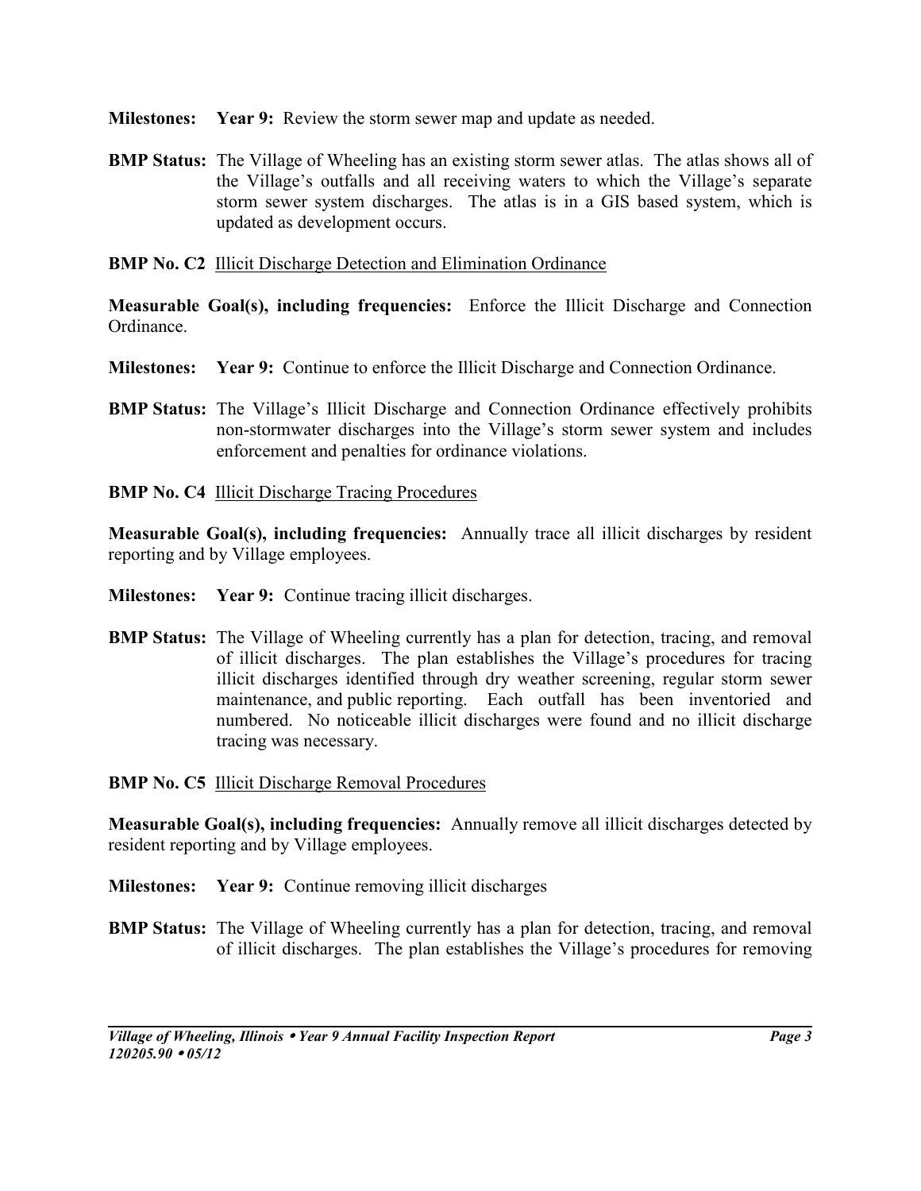**Milestones:** **Year 9:** Review the storm sewer map and update as needed.

**BMP Status:** The Village of Wheeling has an existing storm sewer atlas. The atlas shows all of the Village's outfalls and all receiving waters to which the Village's separate storm sewer system discharges. The atlas is in a GIS based system, which is updated as development occurs.

**BMP No. C2** Illicit Discharge Detection and Elimination Ordinance

**Measurable Goal(s), including frequencies:** Enforce the Illicit Discharge and Connection Ordinance.

**Milestones:** **Year 9:** Continue to enforce the Illicit Discharge and Connection Ordinance.

**BMP Status:** The Village's Illicit Discharge and Connection Ordinance effectively prohibits non-stormwater discharges into the Village's storm sewer system and includes enforcement and penalties for ordinance violations.

**BMP No. C4** Illicit Discharge Tracing Procedures

**Measurable Goal(s), including frequencies:** Annually trace all illicit discharges by resident reporting and by Village employees.

**Milestones:** **Year 9:** Continue tracing illicit discharges.

**BMP Status:** The Village of Wheeling currently has a plan for detection, tracing, and removal of illicit discharges. The plan establishes the Village's procedures for tracing illicit discharges identified through dry weather screening, regular storm sewer maintenance, and public reporting. Each outfall has been inventoried and numbered. No noticeable illicit discharges were found and no illicit discharge tracing was necessary.

**BMP No. C5** Illicit Discharge Removal Procedures

**Measurable Goal(s), including frequencies:** Annually remove all illicit discharges detected by resident reporting and by Village employees.

**Milestones:** **Year 9:** Continue removing illicit discharges

**BMP Status:** The Village of Wheeling currently has a plan for detection, tracing, and removal of illicit discharges. The plan establishes the Village's procedures for removing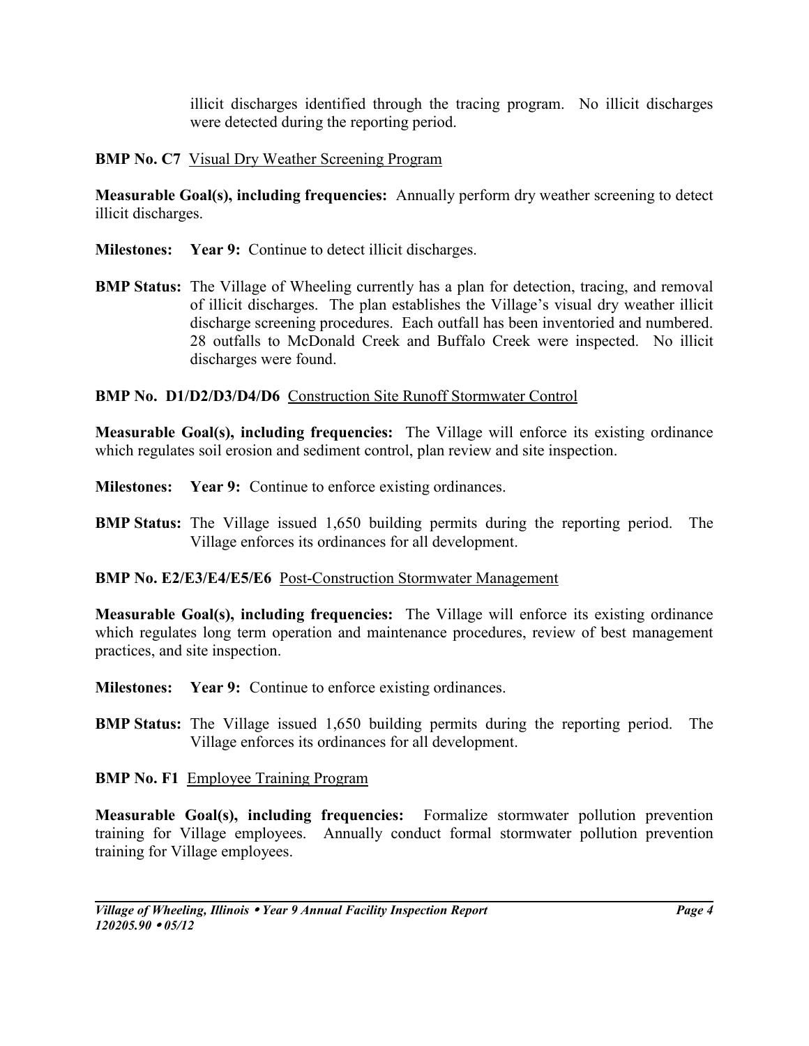illicit discharges identified through the tracing program. No illicit discharges were detected during the reporting period.

**BMP No. C7** Visual Dry Weather Screening Program

**Measurable Goal(s), including frequencies:** Annually perform dry weather screening to detect illicit discharges.

**Milestones:** **Year 9:** Continue to detect illicit discharges.

**BMP Status:** The Village of Wheeling currently has a plan for detection, tracing, and removal of illicit discharges. The plan establishes the Village's visual dry weather illicit discharge screening procedures. Each outfall has been inventoried and numbered. 28 outfalls to McDonald Creek and Buffalo Creek were inspected. No illicit discharges were found.

**BMP No. D1/D2/D3/D4/D6** Construction Site Runoff Stormwater Control

**Measurable Goal(s), including frequencies:** The Village will enforce its existing ordinance which regulates soil erosion and sediment control, plan review and site inspection.

**Milestones:** **Year 9:** Continue to enforce existing ordinances.

**BMP Status:** The Village issued 1,650 building permits during the reporting period. The Village enforces its ordinances for all development.

**BMP No. E2/E3/E4/E5/E6** Post-Construction Stormwater Management

**Measurable Goal(s), including frequencies:** The Village will enforce its existing ordinance which regulates long term operation and maintenance procedures, review of best management practices, and site inspection.

**Milestones:** **Year 9:** Continue to enforce existing ordinances.

**BMP Status:** The Village issued 1,650 building permits during the reporting period. The Village enforces its ordinances for all development.

**BMP No. F1** Employee Training Program

**Measurable Goal(s), including frequencies:** Formalize stormwater pollution prevention training for Village employees. Annually conduct formal stormwater pollution prevention training for Village employees.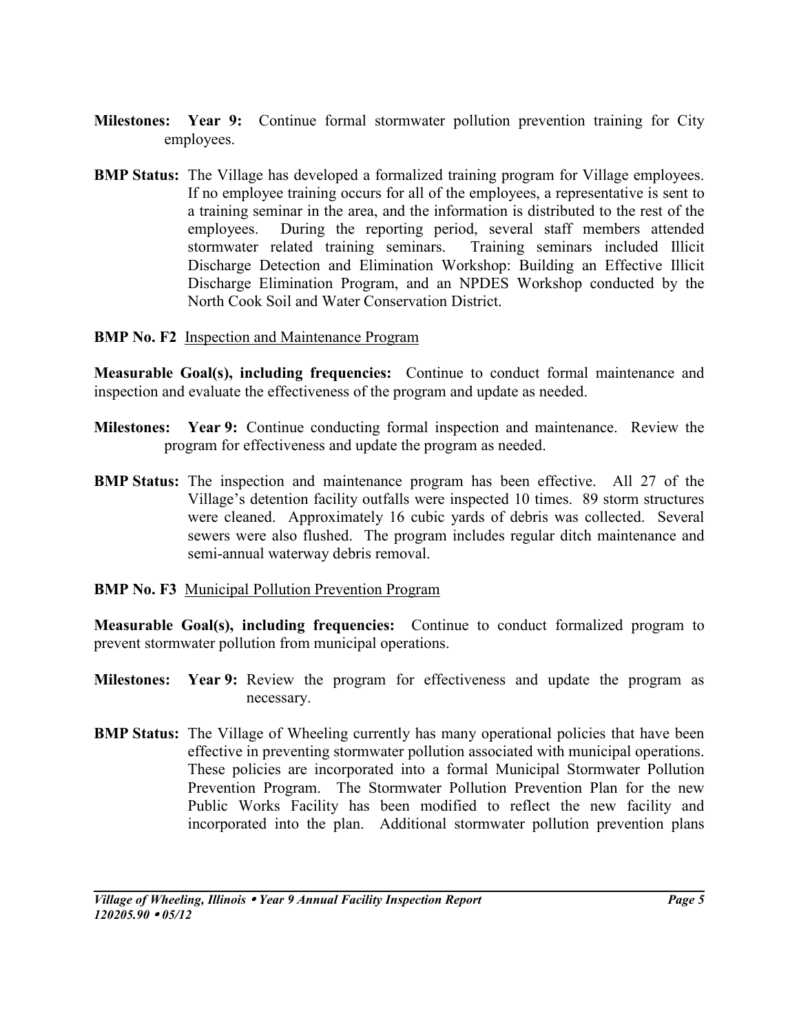**Milestones:** **Year 9:** Continue formal stormwater pollution prevention training for City employees.

**BMP Status:** The Village has developed a formalized training program for Village employees. If no employee training occurs for all of the employees, a representative is sent to a training seminar in the area, and the information is distributed to the rest of the employees. During the reporting period, several staff members attended stormwater related training seminars. Training seminars included Illicit Discharge Detection and Elimination Workshop: Building an Effective Illicit Discharge Elimination Program, and an NPDES Workshop conducted by the North Cook Soil and Water Conservation District.

**BMP No. F2** Inspection and Maintenance Program

**Measurable Goal(s), including frequencies:** Continue to conduct formal maintenance and inspection and evaluate the effectiveness of the program and update as needed.

**Milestones:** **Year 9:** Continue conducting formal inspection and maintenance. Review the program for effectiveness and update the program as needed.

**BMP Status:** The inspection and maintenance program has been effective. All 27 of the Village's detention facility outfalls were inspected 10 times. 89 storm structures were cleaned. Approximately 16 cubic yards of debris was collected. Several sewers were also flushed. The program includes regular ditch maintenance and semi-annual waterway debris removal.

**BMP No. F3** Municipal Pollution Prevention Program

**Measurable Goal(s), including frequencies:** Continue to conduct formalized program to prevent stormwater pollution from municipal operations.

**Milestones:** **Year 9:** Review the program for effectiveness and update the program as necessary.

**BMP Status:** The Village of Wheeling currently has many operational policies that have been effective in preventing stormwater pollution associated with municipal operations. These policies are incorporated into a formal Municipal Stormwater Pollution Prevention Program. The Stormwater Pollution Prevention Plan for the new Public Works Facility has been modified to reflect the new facility and incorporated into the plan. Additional stormwater pollution prevention plans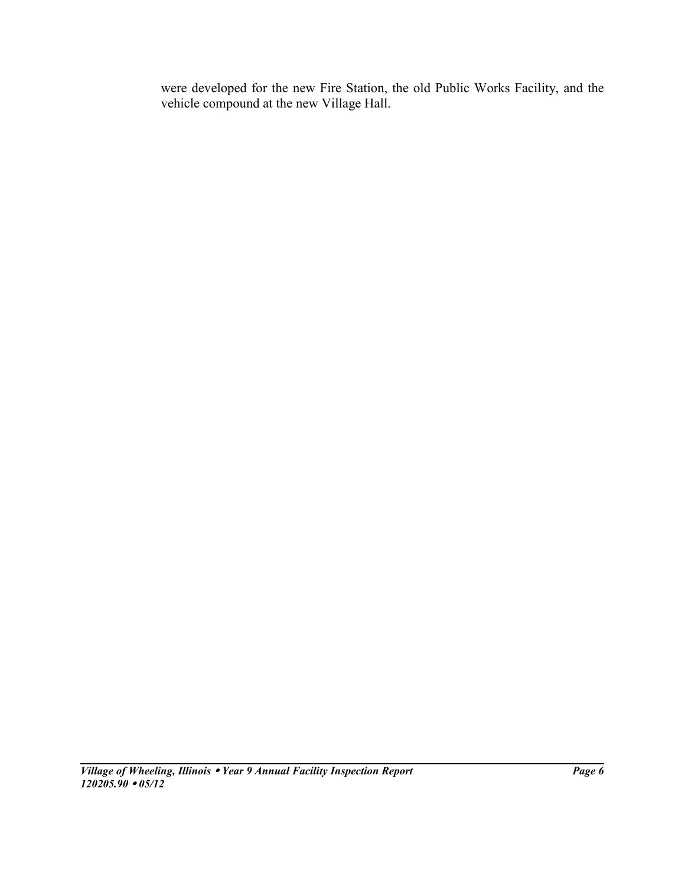were developed for the new Fire Station, the old Public Works Facility, and the vehicle compound at the new Village Hall.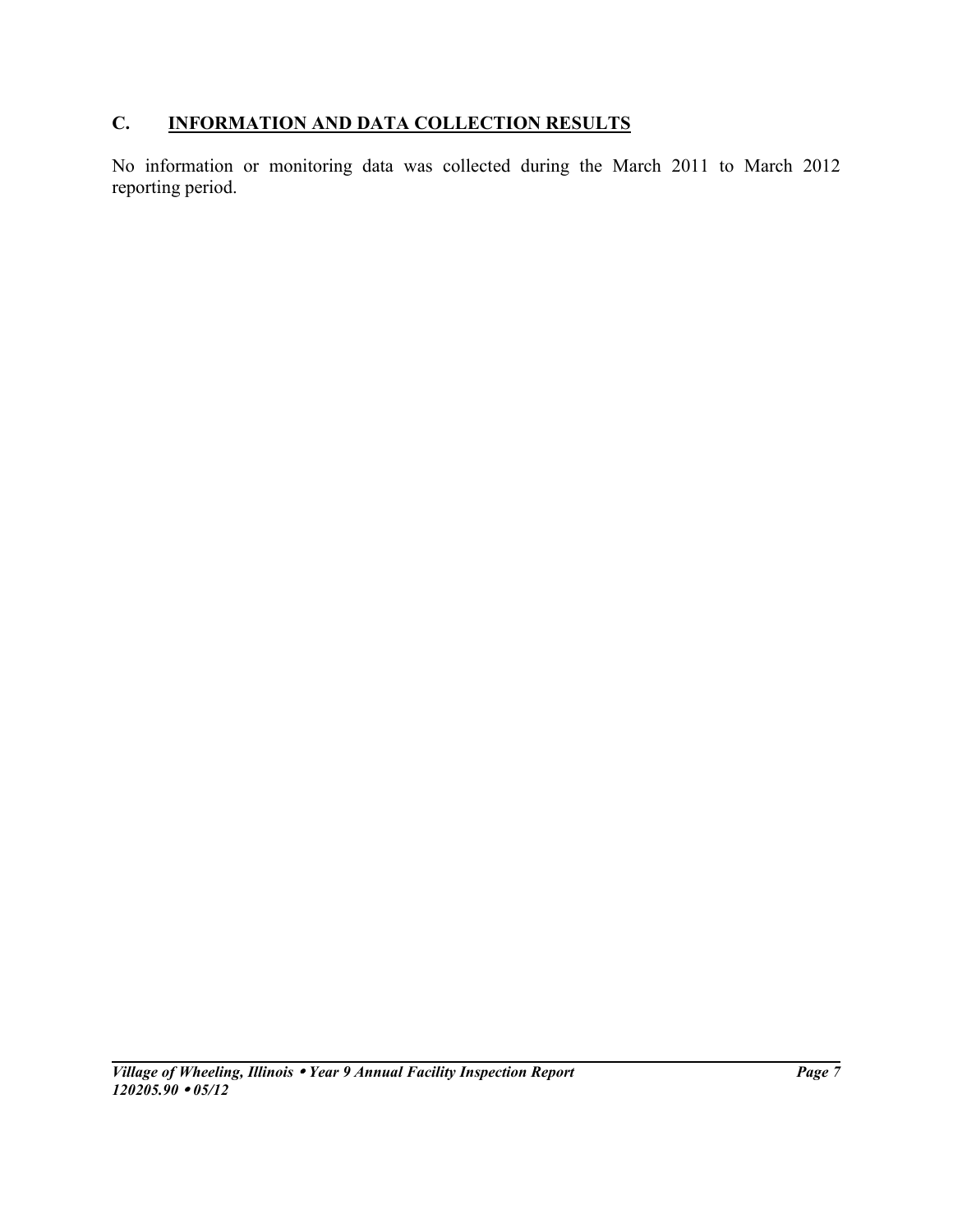## C. INFORMATION AND DATA COLLECTION RESULTS

No information or monitoring data was collected during the March 2011 to March 2012 reporting period.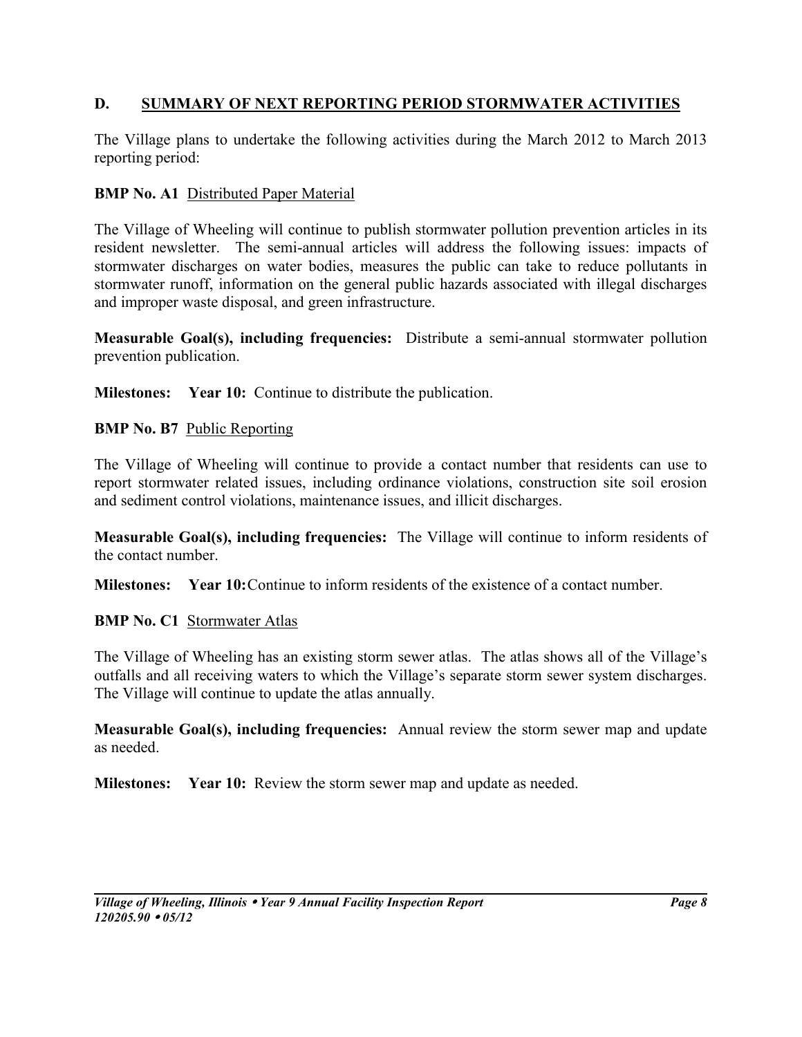## D. SUMMARY OF NEXT REPORTING PERIOD STORMWATER ACTIVITIES

The Village plans to undertake the following activities during the March 2012 to March 2013 reporting period:

**BMP No. A1** Distributed Paper Material

The Village of Wheeling will continue to publish stormwater pollution prevention articles in its resident newsletter. The semi-annual articles will address the following issues: impacts of stormwater discharges on water bodies, measures the public can take to reduce pollutants in stormwater runoff, information on the general public hazards associated with illegal discharges and improper waste disposal, and green infrastructure.

**Measurable Goal(s), including frequencies:** Distribute a semi-annual stormwater pollution prevention publication.

**Milestones:** **Year 10:** Continue to distribute the publication.

**BMP No. B7** Public Reporting

The Village of Wheeling will continue to provide a contact number that residents can use to report stormwater related issues, including ordinance violations, construction site soil erosion and sediment control violations, maintenance issues, and illicit discharges.

**Measurable Goal(s), including frequencies:** The Village will continue to inform residents of the contact number.

**Milestones:** **Year 10:** Continue to inform residents of the existence of a contact number.

**BMP No. C1** Stormwater Atlas

The Village of Wheeling has an existing storm sewer atlas. The atlas shows all of the Village's outfalls and all receiving waters to which the Village's separate storm sewer system discharges. The Village will continue to update the atlas annually.

**Measurable Goal(s), including frequencies:** Annual review the storm sewer map and update as needed.

**Milestones:** **Year 10:** Review the storm sewer map and update as needed.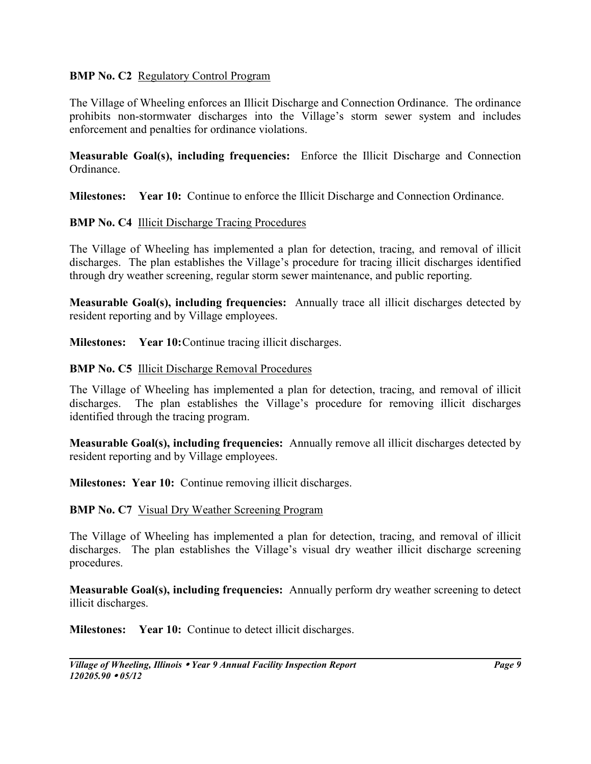**BMP No. C2** Regulatory Control Program

The Village of Wheeling enforces an Illicit Discharge and Connection Ordinance. The ordinance prohibits non-stormwater discharges into the Village's storm sewer system and includes enforcement and penalties for ordinance violations.

**Measurable Goal(s), including frequencies:** Enforce the Illicit Discharge and Connection Ordinance.

**Milestones:** **Year 10:** Continue to enforce the Illicit Discharge and Connection Ordinance.

**BMP No. C4** Illicit Discharge Tracing Procedures

The Village of Wheeling has implemented a plan for detection, tracing, and removal of illicit discharges. The plan establishes the Village's procedure for tracing illicit discharges identified through dry weather screening, regular storm sewer maintenance, and public reporting.

**Measurable Goal(s), including frequencies:** Annually trace all illicit discharges detected by resident reporting and by Village employees.

**Milestones:** **Year 10:** Continue tracing illicit discharges.

**BMP No. C5** Illicit Discharge Removal Procedures

The Village of Wheeling has implemented a plan for detection, tracing, and removal of illicit discharges. The plan establishes the Village's procedure for removing illicit discharges identified through the tracing program.

**Measurable Goal(s), including frequencies:** Annually remove all illicit discharges detected by resident reporting and by Village employees.

**Milestones:** **Year 10:** Continue removing illicit discharges.

**BMP No. C7** Visual Dry Weather Screening Program

The Village of Wheeling has implemented a plan for detection, tracing, and removal of illicit discharges. The plan establishes the Village's visual dry weather illicit discharge screening procedures.

**Measurable Goal(s), including frequencies:** Annually perform dry weather screening to detect illicit discharges.

**Milestones:** **Year 10:** Continue to detect illicit discharges.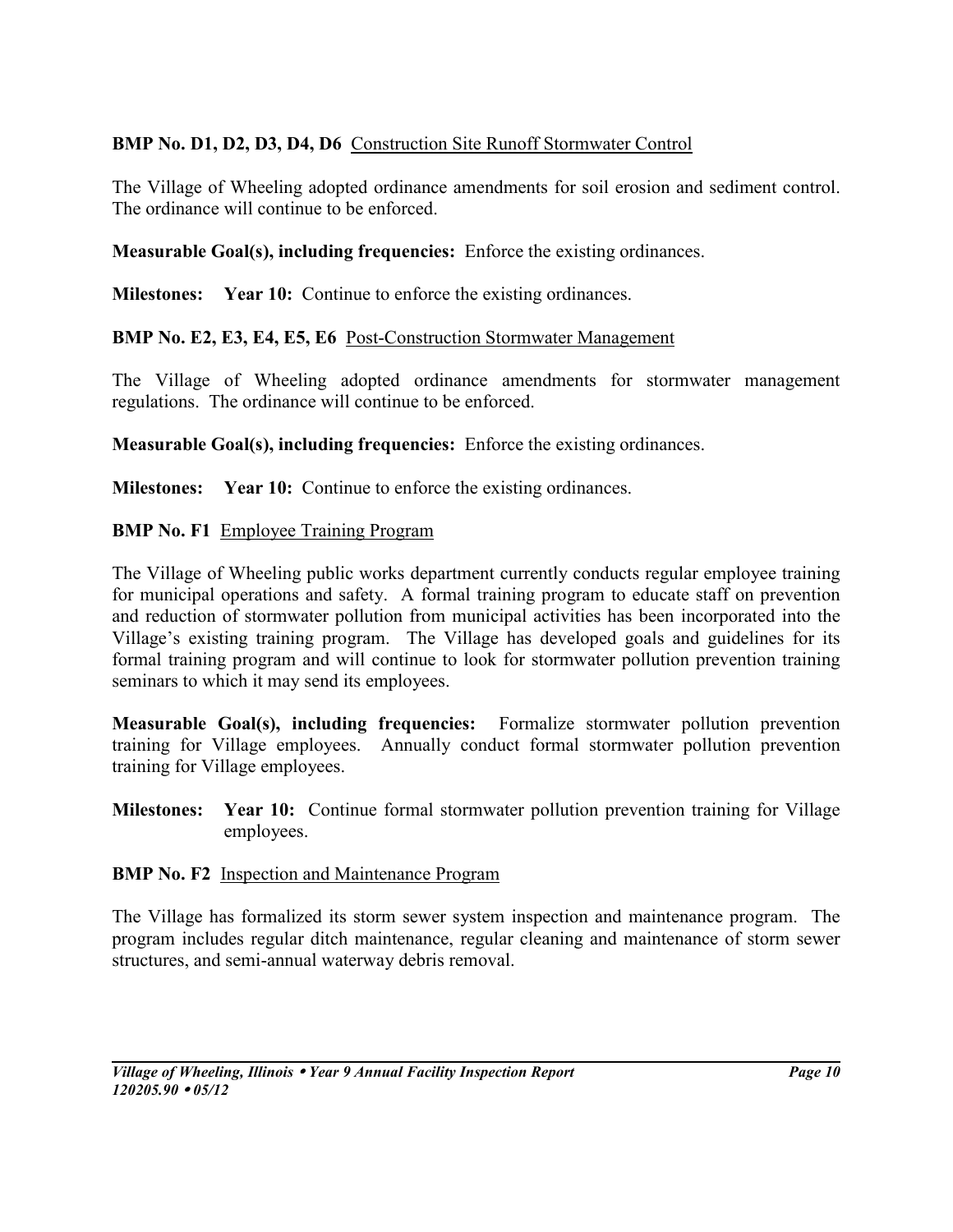**BMP No. D1, D2, D3, D4, D6** Construction Site Runoff Stormwater Control

The Village of Wheeling adopted ordinance amendments for soil erosion and sediment control. The ordinance will continue to be enforced.

**Measurable Goal(s), including frequencies:** Enforce the existing ordinances.

**Milestones:** **Year 10:** Continue to enforce the existing ordinances.

**BMP No. E2, E3, E4, E5, E6** Post-Construction Stormwater Management

The Village of Wheeling adopted ordinance amendments for stormwater management regulations. The ordinance will continue to be enforced.

**Measurable Goal(s), including frequencies:** Enforce the existing ordinances.

**Milestones:** **Year 10:** Continue to enforce the existing ordinances.

**BMP No. F1** Employee Training Program

The Village of Wheeling public works department currently conducts regular employee training for municipal operations and safety. A formal training program to educate staff on prevention and reduction of stormwater pollution from municipal activities has been incorporated into the Village's existing training program. The Village has developed goals and guidelines for its formal training program and will continue to look for stormwater pollution prevention training seminars to which it may send its employees.

**Measurable Goal(s), including frequencies:** Formalize stormwater pollution prevention training for Village employees. Annually conduct formal stormwater pollution prevention training for Village employees.

**Milestones:** **Year 10:** Continue formal stormwater pollution prevention training for Village employees.

**BMP No. F2** Inspection and Maintenance Program

The Village has formalized its storm sewer system inspection and maintenance program. The program includes regular ditch maintenance, regular cleaning and maintenance of storm sewer structures, and semi-annual waterway debris removal.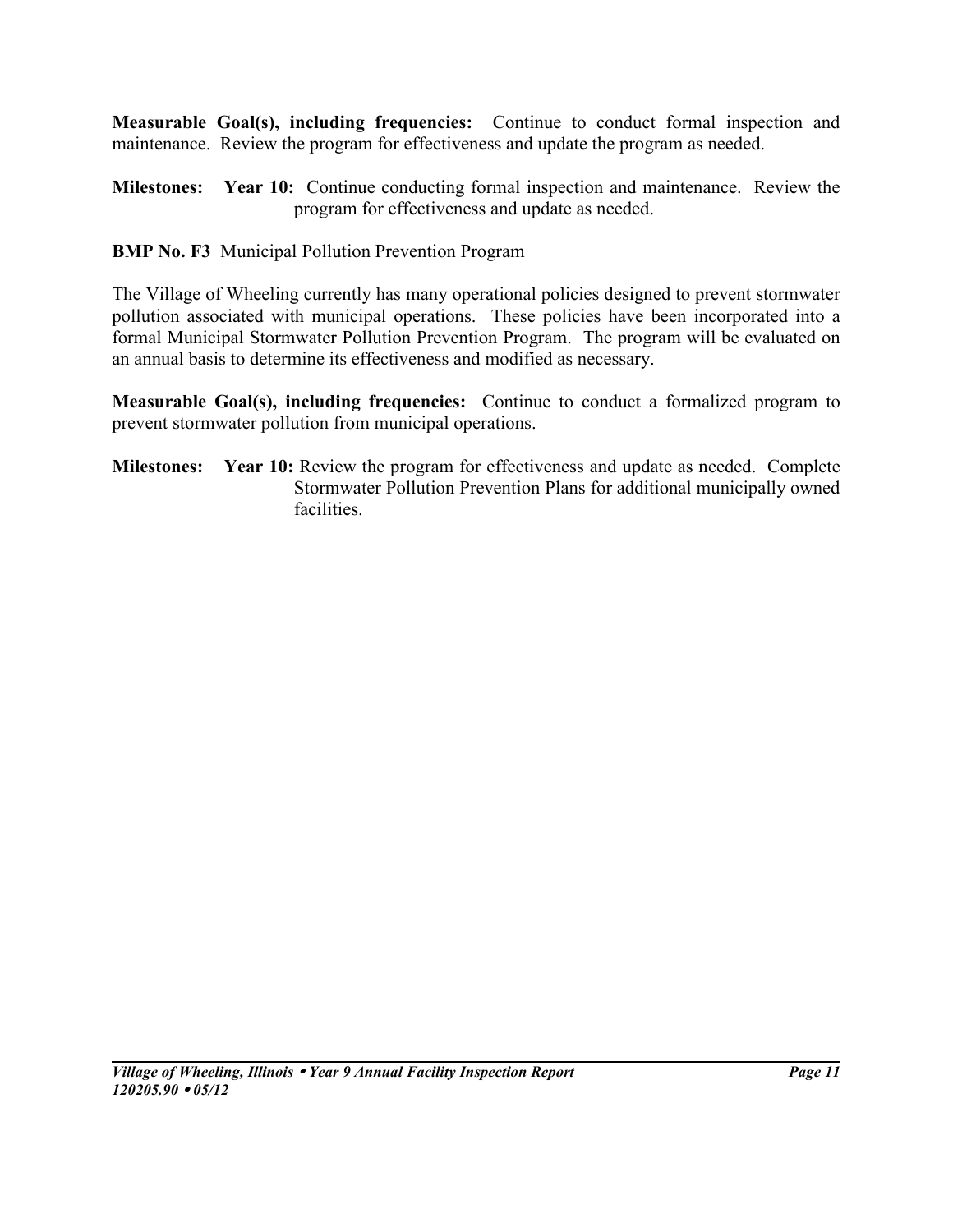**Measurable Goal(s), including frequencies:** Continue to conduct formal inspection and maintenance. Review the program for effectiveness and update the program as needed.

**Milestones:** **Year 10:** Continue conducting formal inspection and maintenance. Review the program for effectiveness and update as needed.

**BMP No. F3** Municipal Pollution Prevention Program

The Village of Wheeling currently has many operational policies designed to prevent stormwater pollution associated with municipal operations. These policies have been incorporated into a formal Municipal Stormwater Pollution Prevention Program. The program will be evaluated on an annual basis to determine its effectiveness and modified as necessary.

**Measurable Goal(s), including frequencies:** Continue to conduct a formalized program to prevent stormwater pollution from municipal operations.

**Milestones:** **Year 10:** Review the program for effectiveness and update as needed. Complete Stormwater Pollution Prevention Plans for additional municipally owned facilities.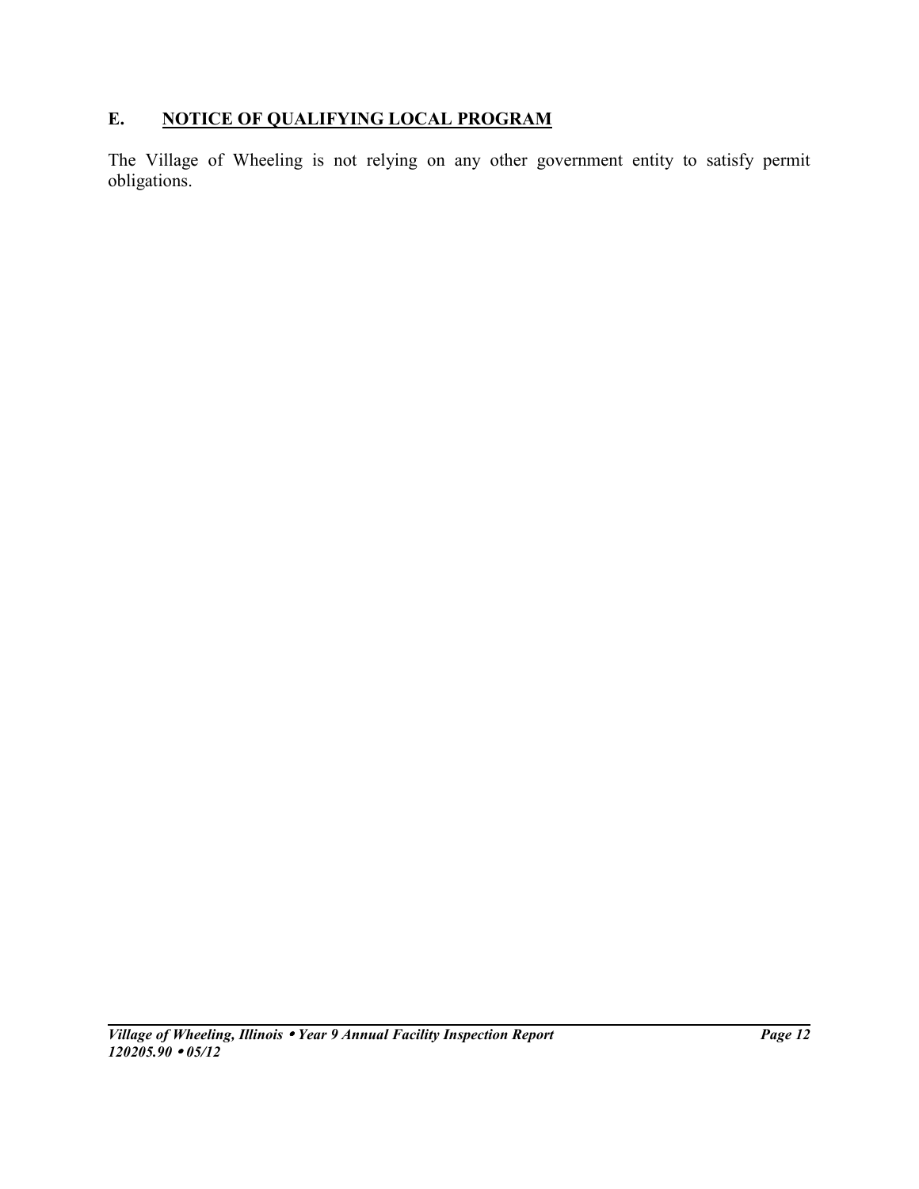## E. NOTICE OF QUALIFYING LOCAL PROGRAM

The Village of Wheeling is not relying on any other government entity to satisfy permit obligations.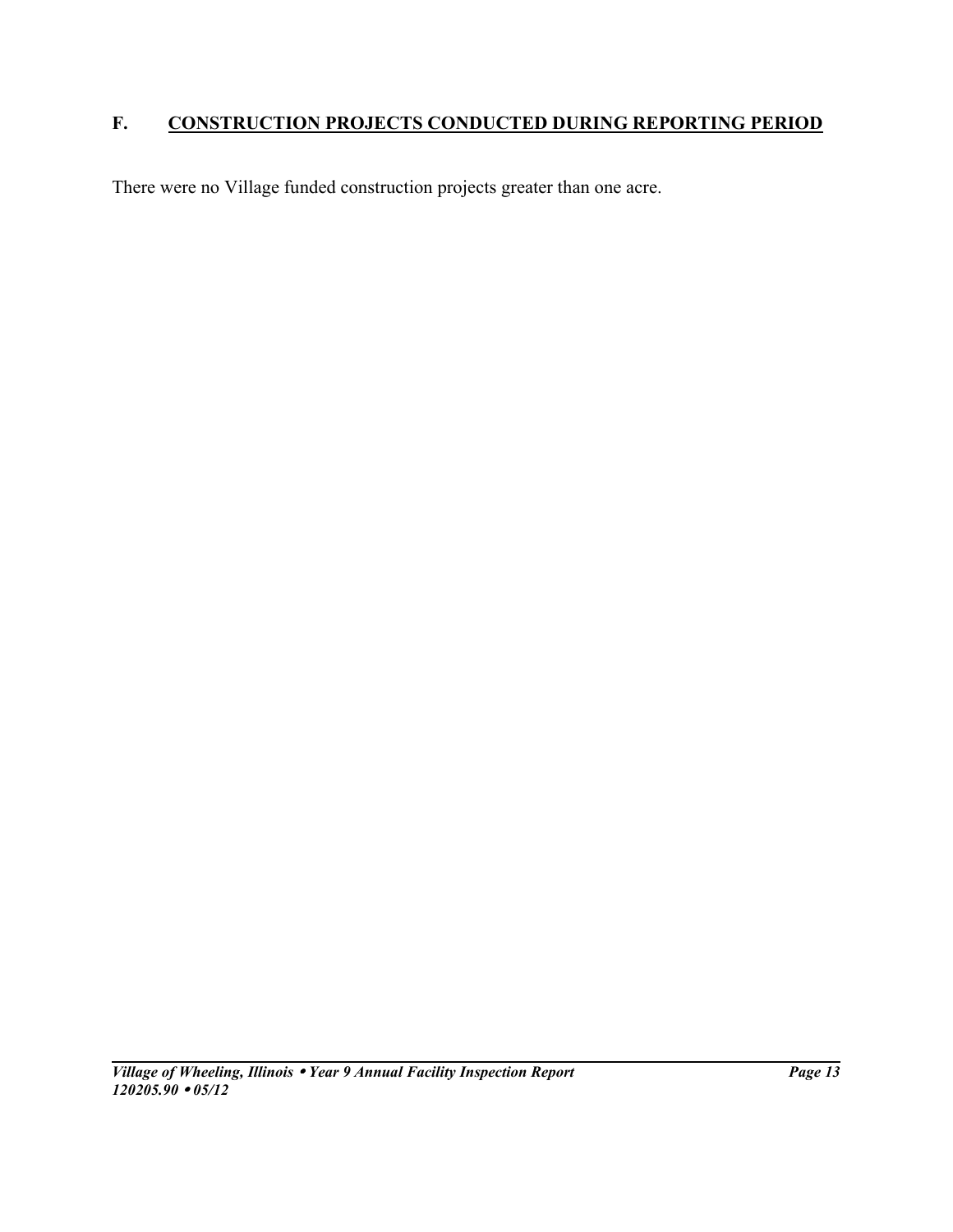## F. <u>CONSTRUCTION PROJECTS CONDUCTED DURING REPORTING PERIOD</u>

There were no Village funded construction projects greater than one acre.